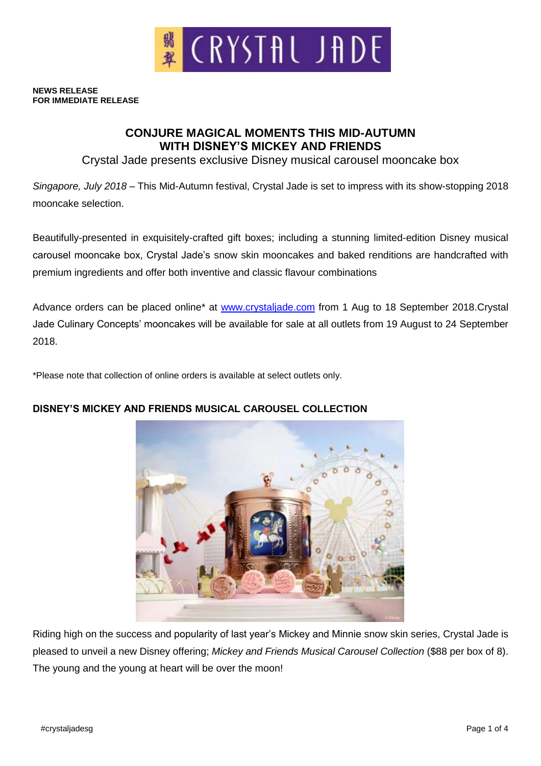**NEWS RELEASE**
**FOR IMMEDIATE RELEASE**

# CONJURE MAGICAL MOMENTS THIS MID-AUTUMN WITH DISNEY'S MICKEY AND FRIENDS

Crystal Jade presents exclusive Disney musical carousel mooncake box

*Singapore, July 2018* – This Mid-Autumn festival, Crystal Jade is set to impress with its show-stopping 2018 mooncake selection.

Beautifully-presented in exquisitely-crafted gift boxes; including a stunning limited-edition Disney musical carousel mooncake box, Crystal Jade's snow skin mooncakes and baked renditions are handcrafted with premium ingredients and offer both inventive and classic flavour combinations

Advance orders can be placed online* at [www.crystaljade.com](www.crystaljade.com) from 1 Aug to 18 September 2018.Crystal Jade Culinary Concepts' mooncakes will be available for sale at all outlets from 19 August to 24 September 2018.

*Please note that collection of online orders is available at select outlets only.

## DISNEY'S MICKEY AND FRIENDS MUSICAL CAROUSEL COLLECTION

Riding high on the success and popularity of last year's Mickey and Minnie snow skin series, Crystal Jade is pleased to unveil a new Disney offering; *Mickey and Friends Musical Carousel Collection* ($88 per box of 8). The young and the young at heart will be over the moon!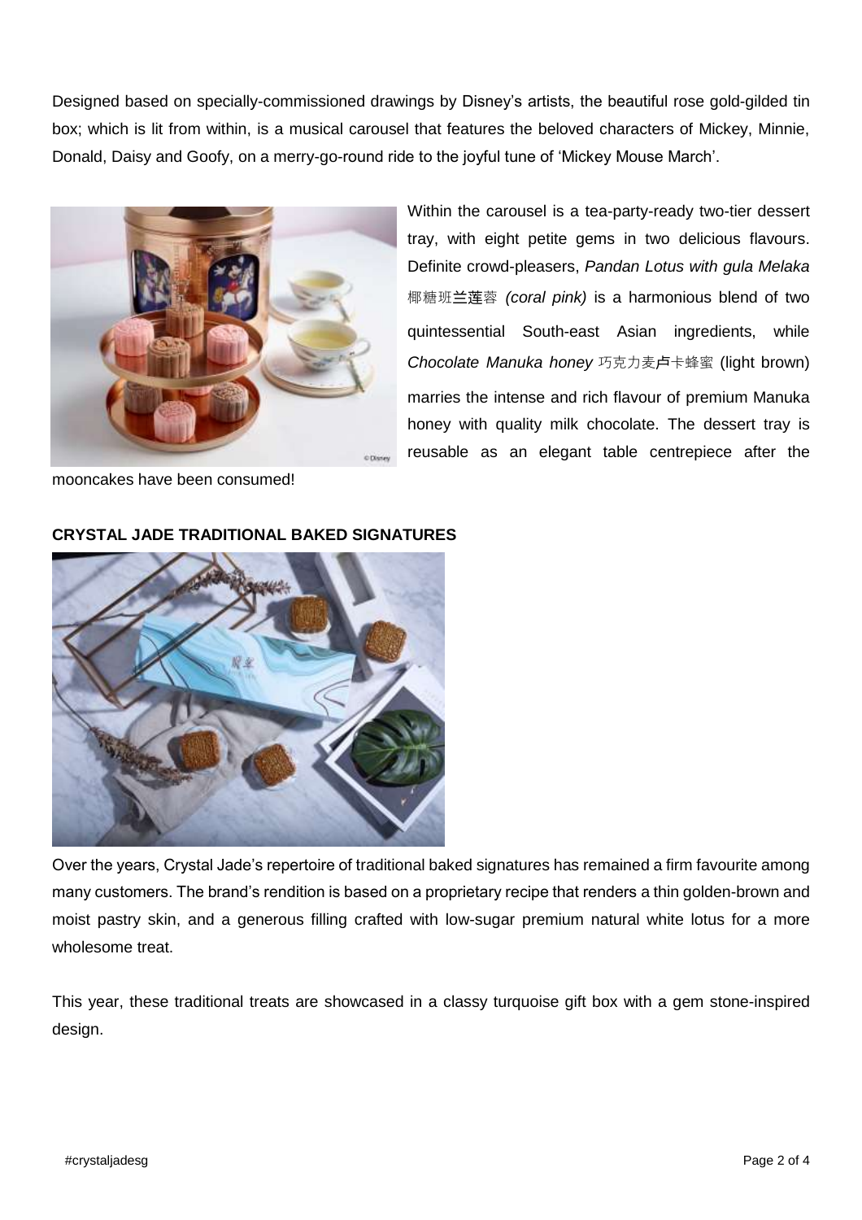Designed based on specially-commissioned drawings by Disney's artists, the beautiful rose gold-gilded tin box; which is lit from within, is a musical carousel that features the beloved characters of Mickey, Minnie, Donald, Daisy and Goofy, on a merry-go-round ride to the joyful tune of 'Mickey Mouse March'.

Within the carousel is a tea-party-ready two-tier dessert tray, with eight petite gems in two delicious flavours. Definite crowd-pleasers, *Pandan Lotus with gula Melaka* 椰糖班兰莲蓉 *(coral pink)* is a harmonious blend of two quintessential South-east Asian ingredients, while *Chocolate Manuka honey* 巧克力麦卢卡蜂蜜 (light brown) marries the intense and rich flavour of premium Manuka honey with quality milk chocolate. The dessert tray is reusable as an elegant table centrepiece after the mooncakes have been consumed!

**CRYSTAL JADE TRADITIONAL BAKED SIGNATURES**

Over the years, Crystal Jade's repertoire of traditional baked signatures has remained a firm favourite among many customers. The brand's rendition is based on a proprietary recipe that renders a thin golden-brown and moist pastry skin, and a generous filling crafted with low-sugar premium natural white lotus for a more wholesome treat.

This year, these traditional treats are showcased in a classy turquoise gift box with a gem stone-inspired design.

#crystaljadesg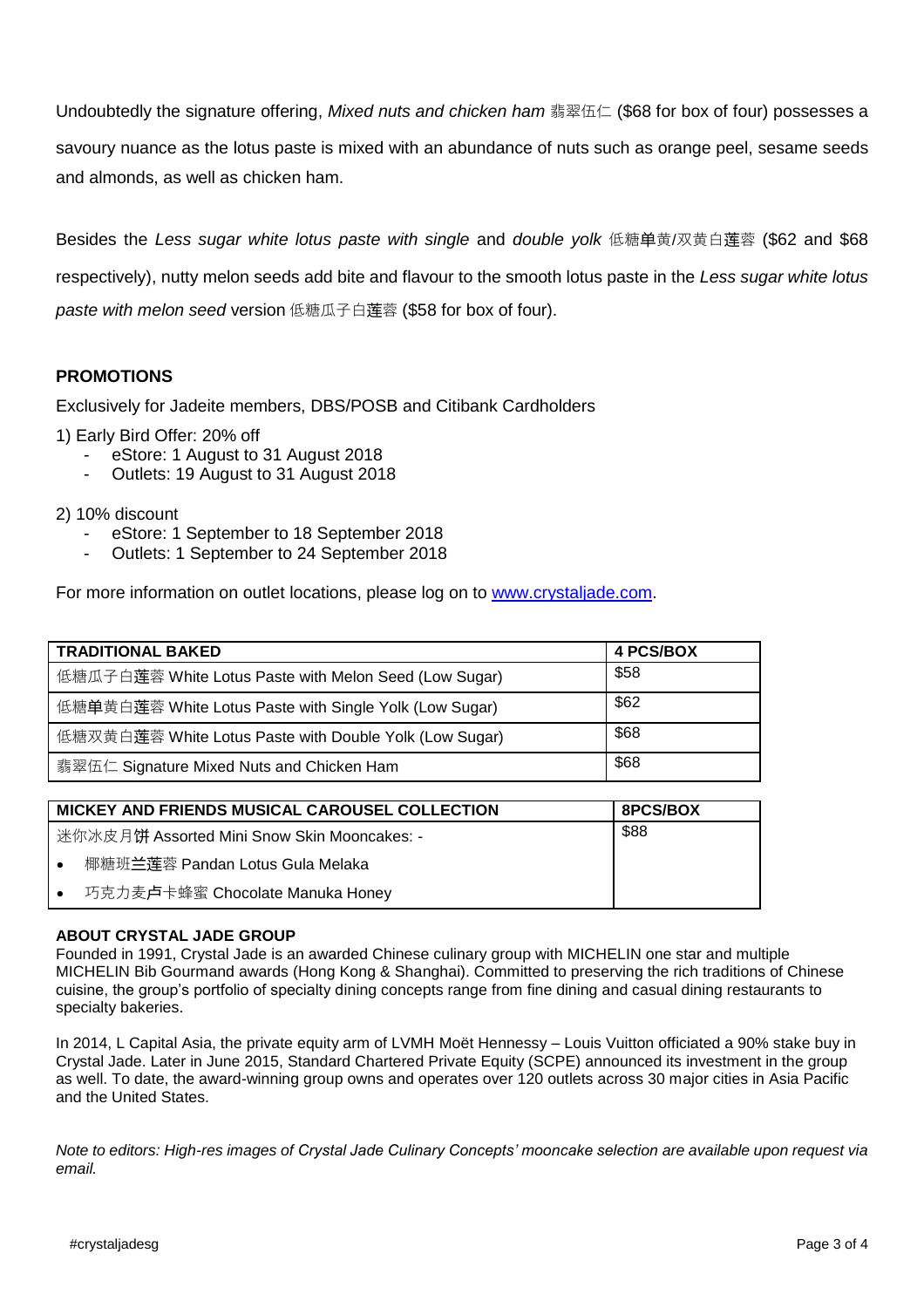Undoubtedly the signature offering, *Mixed nuts and chicken ham* 翡翠伍仁 ($68 for box of four) possesses a savoury nuance as the lotus paste is mixed with an abundance of nuts such as orange peel, sesame seeds and almonds, as well as chicken ham.

Besides the *Less sugar white lotus paste with single* and *double yolk* 低糖单黄/双黄白莲蓉 ($62 and $68 respectively), nutty melon seeds add bite and flavour to the smooth lotus paste in the *Less sugar white lotus paste with melon seed* version 低糖瓜子白莲蓉 ($58 for box of four).

**PROMOTIONS**

Exclusively for Jadeite members, DBS/POSB and Citibank Cardholders

1) Early Bird Offer: 20% off
   - eStore: 1 August to 31 August 2018
   - Outlets: 19 August to 31 August 2018

2) 10% discount
   - eStore: 1 September to 18 September 2018
   - Outlets: 1 September to 24 September 2018

For more information on outlet locations, please log on to www.crystaljade.com.

| TRADITIONAL BAKED | 4 PCS/BOX |
| --- | --- |
| 低糖瓜子白莲蓉 White Lotus Paste with Melon Seed (Low Sugar) | $58 |
| 低糖单黄白莲蓉 White Lotus Paste with Single Yolk (Low Sugar) | $62 |
| 低糖双黄白莲蓉 White Lotus Paste with Double Yolk (Low Sugar) | $68 |
| 翡翠伍仁 Signature Mixed Nuts and Chicken Ham | $68 |

| MICKEY AND FRIENDS MUSICAL CAROUSEL COLLECTION | 8PCS/BOX |
| --- | --- |
| 迷你冰皮月饼 Assorted Mini Snow Skin Mooncakes: -<br>• 椰糖班兰莲蓉 Pandan Lotus Gula Melaka<br>• 巧克力麦卢卡蜂蜜 Chocolate Manuka Honey | $88 |

**ABOUT CRYSTAL JADE GROUP**

Founded in 1991, Crystal Jade is an awarded Chinese culinary group with MICHELIN one star and multiple MICHELIN Bib Gourmand awards (Hong Kong & Shanghai). Committed to preserving the rich traditions of Chinese cuisine, the group's portfolio of specialty dining concepts range from fine dining and casual dining restaurants to specialty bakeries.

In 2014, L Capital Asia, the private equity arm of LVMH Moët Hennessy – Louis Vuitton officiated a 90% stake buy in Crystal Jade. Later in June 2015, Standard Chartered Private Equity (SCPE) announced its investment in the group as well. To date, the award-winning group owns and operates over 120 outlets across 30 major cities in Asia Pacific and the United States.

*Note to editors: High-res images of Crystal Jade Culinary Concepts' mooncake selection are available upon request via email.*

#crystaljadesg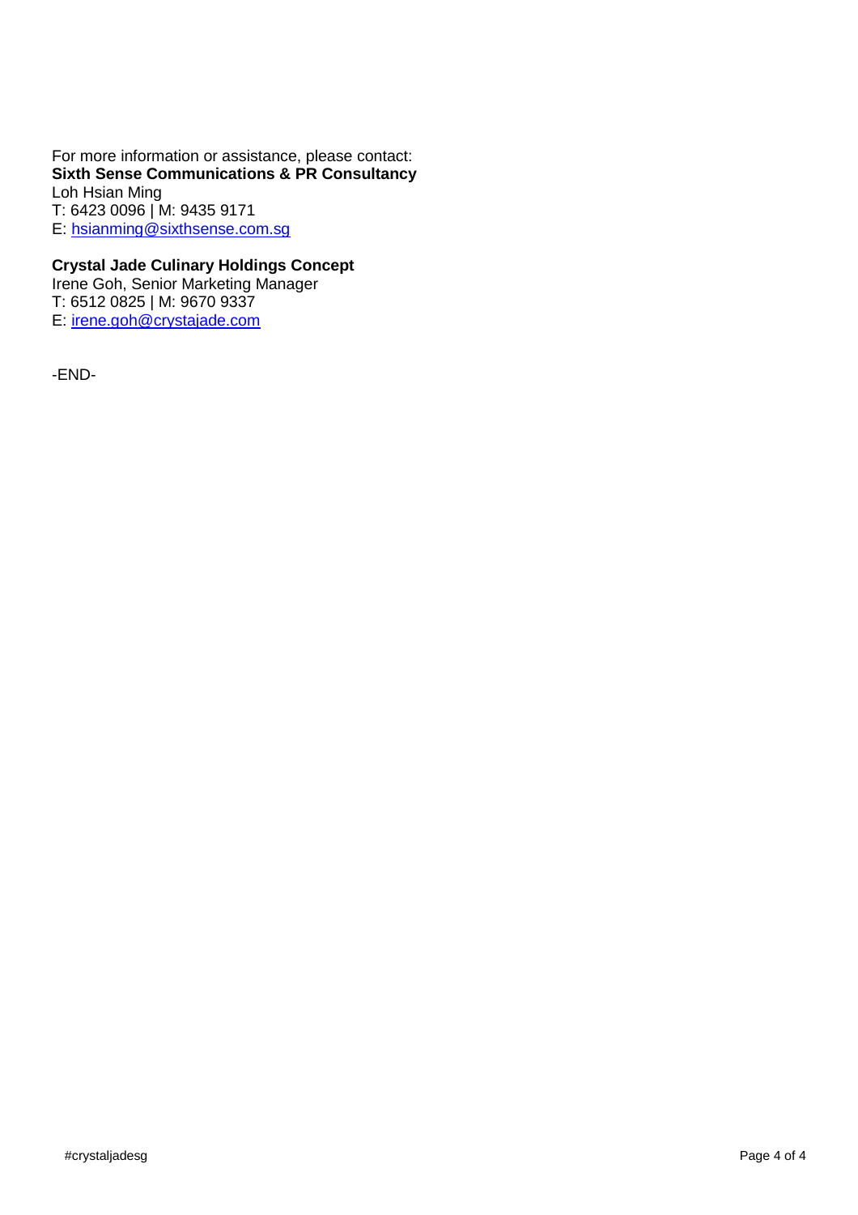For more information or assistance, please contact:
**Sixth Sense Communications & PR Consultancy**
Loh Hsian Ming
T: 6423 0096 | M: 9435 9171
E: hsianming@sixthsense.com.sg

**Crystal Jade Culinary Holdings Concept**
Irene Goh, Senior Marketing Manager
T: 6512 0825 | M: 9670 9337
E: irene.goh@crystajade.com

-END-

#crystaljadesg